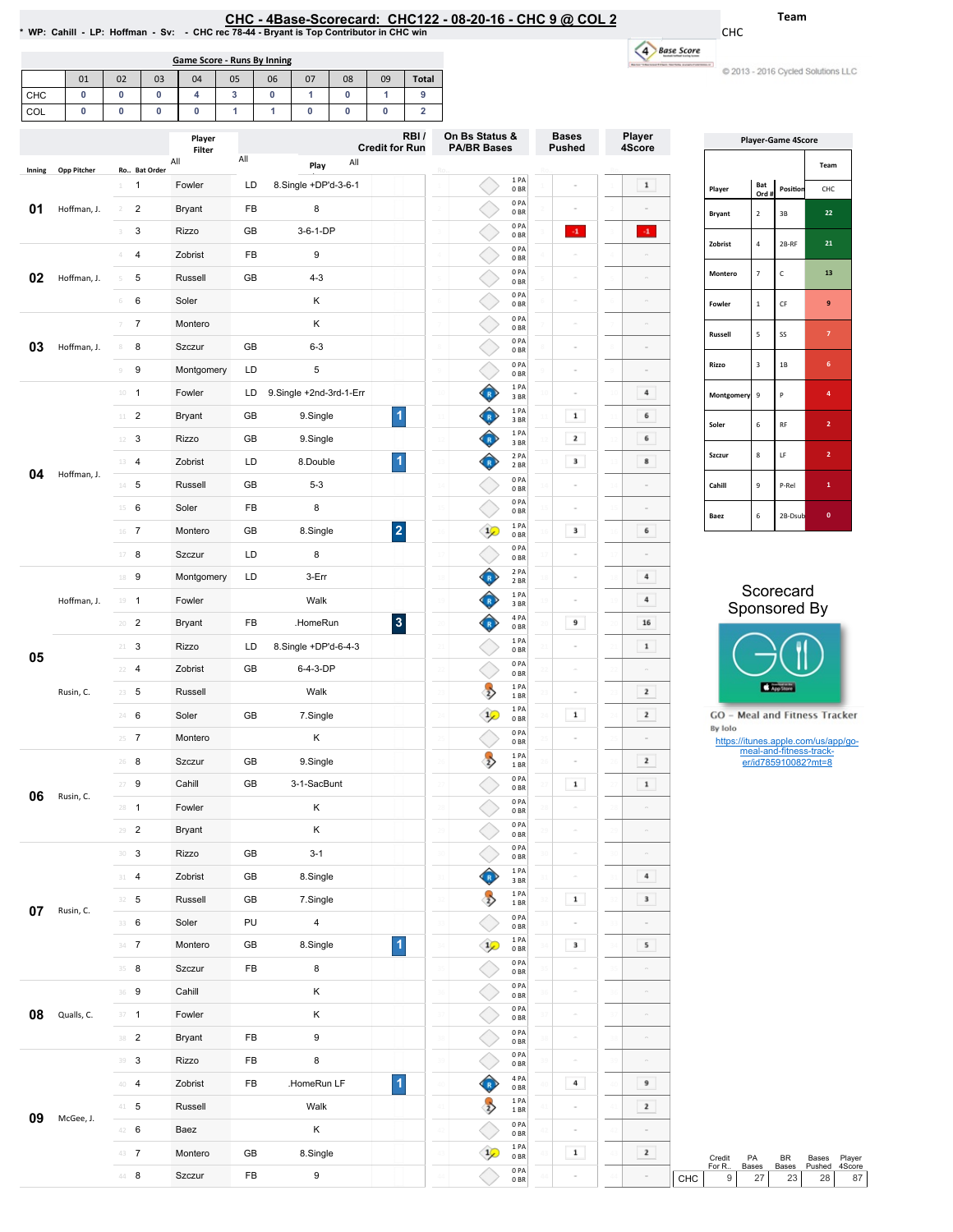# CHC - 4Base-Scorecard: CHC122 - 08-20-16 - CHC 9 @ COL 2

\* WP: Cahill - LP: Hoffman - Sv: - CHC rec 78-44 - Bryant is Top Contributor in CHC win

Team: CHC

© 2013 - 2016 Cycled Solutions LLC

## Game Score - Runs By Inning

| | 01 | 02 | 03 | 04 | 05 | 06 | 07 | 08 | 09 | Total |
|---|---|---|---|---|---|---|---|---|---|---|
| CHC | 0 | 0 | 0 | 4 | 3 | 0 | 1 | 0 | 1 | 9 |
| COL | 0 | 0 | 0 | 0 | 1 | 1 | 0 | 0 | 0 | 2 |

## Scorecard

| Inning | Opp Pitcher | Ro.. | Bat Order | Player | | Play | RBI / Credit for Run | On Bs Status & PA/BR Bases | Bases Pushed | Player 4Score |
|---|---|---|---|---|---|---|---|---|---|---|
| 01 | Hoffman, J. | 1 | 1 | Fowler | LD | 8.Single +DP'd-3-6-1 | | 1 PA 0 BR | - | 1 |
| | | 2 | 2 | Bryant | FB | 8 | | 0 PA 0 BR | - | - |
| | | 3 | 3 | Rizzo | GB | 3-6-1-DP | | 0 PA 0 BR | -1 | -1 |
| 02 | Hoffman, J. | 4 | 4 | Zobrist | FB | 9 | | 0 PA 0 BR | - | - |
| | | 5 | 5 | Russell | GB | 4-3 | | 0 PA 0 BR | - | - |
| | | 6 | 6 | Soler | | K | | 0 PA 0 BR | - | - |
| 03 | Hoffman, J. | 7 | 7 | Montero | | K | | 0 PA 0 BR | - | - |
| | | 8 | 8 | Szczur | GB | 6-3 | | 0 PA 0 BR | - | - |
| | | 9 | 9 | Montgomery | LD | 5 | | 0 PA 0 BR | - | - |
| 04 | Hoffman, J. | 10 | 1 | Fowler | LD | 9.Single +2nd-3rd-1-Err | | 1 PA 3 BR | - | 4 |
| | | 11 | 2 | Bryant | GB | 9.Single | 1 | 1 PA 3 BR | 1 | 6 |
| | | 12 | 3 | Rizzo | GB | 9.Single | | 1 PA 3 BR | 2 | 6 |
| | | 13 | 4 | Zobrist | LD | 8.Double | 1 | 2 PA 2 BR | 3 | 8 |
| | | 14 | 5 | Russell | GB | 5-3 | | 0 PA 0 BR | - | - |
| | | 15 | 6 | Soler | FB | 8 | | 0 PA 0 BR | - | - |
| | | 16 | 7 | Montero | GB | 8.Single | 2 | 1 PA 0 BR | 3 | 6 |
| | | 17 | 8 | Szczur | LD | 8 | | 0 PA 0 BR | - | - |
| 05 | Hoffman, J. | 18 | 9 | Montgomery | LD | 3-Err | | 2 PA 2 BR | - | 4 |
| | | 19 | 1 | Fowler | | Walk | | 1 PA 3 BR | - | 4 |
| | | 20 | 2 | Bryant | FB | .HomeRun | 3 | 4 PA 0 BR | 9 | 16 |
| | | 21 | 3 | Rizzo | LD | 8.Single +DP'd-6-4-3 | | 1 PA 0 BR | - | 1 |
| | | 22 | 4 | Zobrist | GB | 6-4-3-DP | | 0 PA 0 BR | - | - |
| | Rusin, C. | 23 | 5 | Russell | | Walk | | 1 PA 1 BR | - | 2 |
| | | 24 | 6 | Soler | GB | 7.Single | | 1 PA 0 BR | 1 | 2 |
| | | 25 | 7 | Montero | | K | | 0 PA 0 BR | - | - |
| 06 | Rusin, C. | 26 | 8 | Szczur | GB | 9.Single | | 1 PA 1 BR | - | 2 |
| | | 27 | 9 | Cahill | GB | 3-1-SacBunt | | 0 PA 0 BR | 1 | 1 |
| | | 28 | 1 | Fowler | | K | | 0 PA 0 BR | - | - |
| | | 29 | 2 | Bryant | | K | | 0 PA 0 BR | - | - |
| 07 | Rusin, C. | 30 | 3 | Rizzo | GB | 3-1 | | 0 PA 0 BR | - | - |
| | | 31 | 4 | Zobrist | GB | 8.Single | | 1 PA 3 BR | - | 4 |
| | | 32 | 5 | Russell | GB | 7.Single | | 1 PA 1 BR | 1 | 3 |
| | | 33 | 6 | Soler | PU | 4 | | 0 PA 0 BR | - | - |
| | | 34 | 7 | Montero | GB | 8.Single | 1 | 1 PA 0 BR | 3 | 5 |
| | | 35 | 8 | Szczur | FB | 8 | | 0 PA 0 BR | - | - |
| 08 | Qualls, C. | 36 | 9 | Cahill | | K | | 0 PA 0 BR | - | - |
| | | 37 | 1 | Fowler | | K | | 0 PA 0 BR | - | - |
| | | 38 | 2 | Bryant | FB | 9 | | 0 PA 0 BR | - | - |
| 09 | McGee, J. | 39 | 3 | Rizzo | FB | 8 | | 0 PA 0 BR | - | - |
| | | 40 | 4 | Zobrist | FB | .HomeRun LF | 1 | 4 PA 0 BR | 4 | 9 |
| | | 41 | 5 | Russell | | Walk | | 1 PA 1 BR | - | 2 |
| | | 42 | 6 | Baez | | K | | 0 PA 0 BR | - | - |
| | | 43 | 7 | Montero | GB | 8.Single | | 1 PA 0 BR | 1 | 2 |
| | | 44 | 8 | Szczur | FB | 9 | | 0 PA 0 BR | - | - |

## Player-Game 4Score

| Player | Bat Ord # | Position | CHC |
|---|---|---|---|
| Bryant | 2 | 3B | 22 |
| Zobrist | 4 | 2B-RF | 21 |
| Montero | 7 | C | 13 |
| Fowler | 1 | CF | 9 |
| Russell | 5 | SS | 7 |
| Rizzo | 3 | 1B | 6 |
| Montgomery | 9 | P | 4 |
| Soler | 6 | RF | 2 |
| Szczur | 8 | LF | 2 |
| Cahill | 9 | P-Rel | 1 |
| Baez | 6 | 2B-Dsub | 0 |

Scorecard Sponsored By

GO - Meal and Fitness Tracker
By Iolo
https://itunes.apple.com/us/app/go-meal-and-fitness-track-er/id785910082?mt=8

| | Credit For R.. | PA Bases | BR Bases | Bases Pushed | Player 4Score |
|---|---|---|---|---|---|
| CHC | 9 | 27 | 23 | 28 | 87 |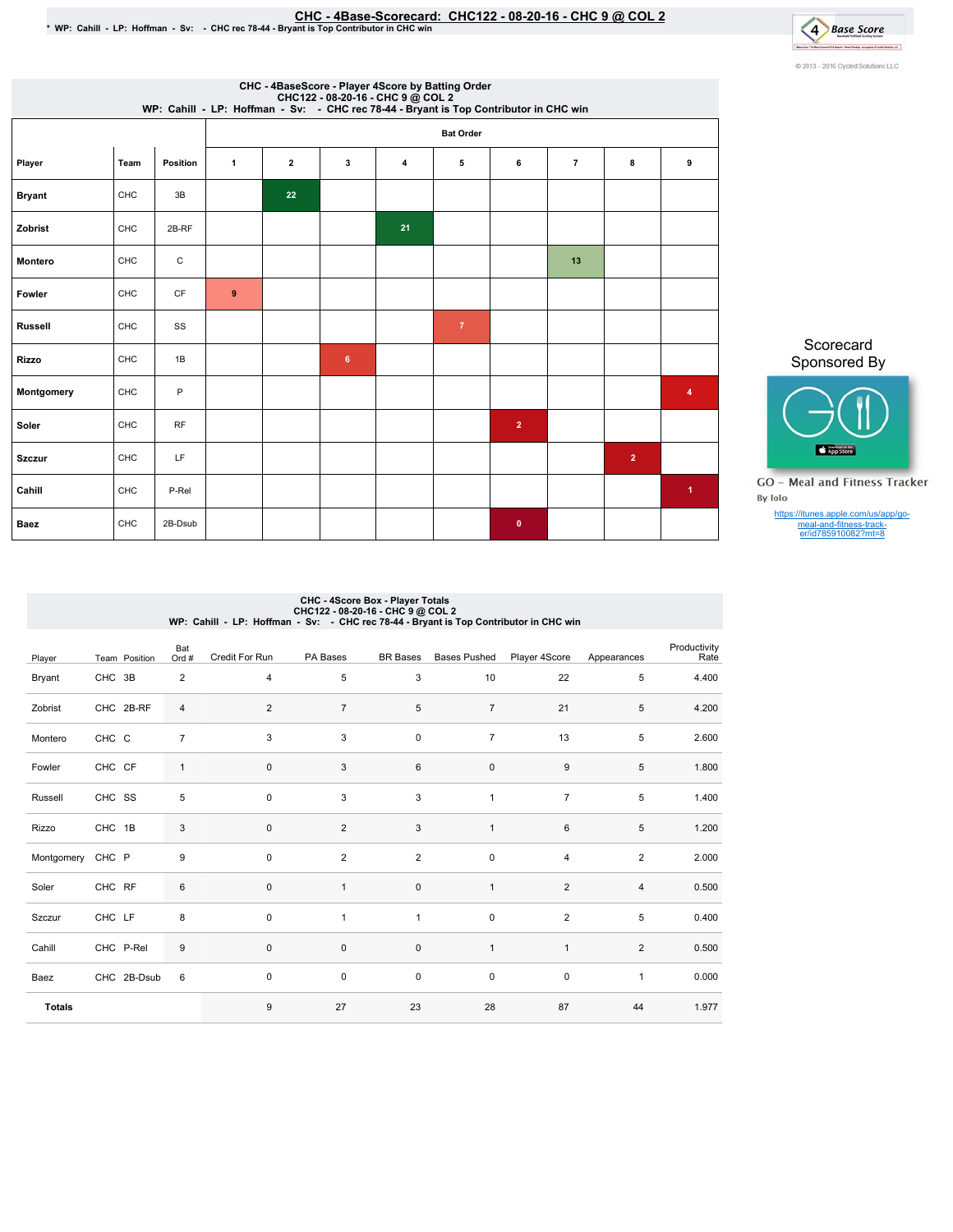# CHC - 4Base-Scorecard: CHC122 - 08-20-16 - CHC 9 @ COL 2

* WP: Cahill - LP: Hoffman - Sv: - CHC rec 78-44 - Bryant is Top Contributor in CHC win

© 2013 - 2016 Cycled Solutions LLC

## CHC - 4BaseScore - Player 4Score by Batting Order

CHC122 - 08-20-16 - CHC 9 @ COL 2

WP: Cahill - LP: Hoffman - Sv: - CHC rec 78-44 - Bryant is Top Contributor in CHC win

| Player | Team | Position | Bat Order 1 | 2 | 3 | 4 | 5 | 6 | 7 | 8 | 9 |
|---|---|---|---|---|---|---|---|---|---|---|---|
| Bryant | CHC | 3B | | 22 | | | | | | | |
| Zobrist | CHC | 2B-RF | | | | 21 | | | | | |
| Montero | CHC | C | | | | | | | 13 | | |
| Fowler | CHC | CF | 9 | | | | | | | | |
| Russell | CHC | SS | | | | | 7 | | | | |
| Rizzo | CHC | 1B | | | 6 | | | | | | |
| Montgomery | CHC | P | | | | | | | | | 4 |
| Soler | CHC | RF | | | | | | 2 | | | |
| Szczur | CHC | LF | | | | | | | | 2 | |
| Cahill | CHC | P-Rel | | | | | | | | | 1 |
| Baez | CHC | 2B-Dsub | | | | | | 0 | | | |

Scorecard Sponsored By

GO - Meal and Fitness Tracker

By Iolo

https://itunes.apple.com/us/app/go-meal-and-fitness-track-er/id785910082?mt=8

## CHC - 4Score Box - Player Totals

CHC122 - 08-20-16 - CHC 9 @ COL 2

WP: Cahill - LP: Hoffman - Sv: - CHC rec 78-44 - Bryant is Top Contributor in CHC win

| Player | Team | Position | Bat Ord # | Credit For Run | PA Bases | BR Bases | Bases Pushed | Player 4Score | Appearances | Productivity Rate |
|---|---|---|---|---|---|---|---|---|---|---|
| Bryant | CHC | 3B | 2 | 4 | 5 | 3 | 10 | 22 | 5 | 4.400 |
| Zobrist | CHC | 2B-RF | 4 | 2 | 7 | 5 | 7 | 21 | 5 | 4.200 |
| Montero | CHC | C | 7 | 3 | 3 | 0 | 7 | 13 | 5 | 2.600 |
| Fowler | CHC | CF | 1 | 0 | 3 | 6 | 0 | 9 | 5 | 1.800 |
| Russell | CHC | SS | 5 | 0 | 3 | 3 | 1 | 7 | 5 | 1.400 |
| Rizzo | CHC | 1B | 3 | 0 | 2 | 3 | 1 | 6 | 5 | 1.200 |
| Montgomery | CHC | P | 9 | 0 | 2 | 2 | 0 | 4 | 2 | 2.000 |
| Soler | CHC | RF | 6 | 0 | 1 | 0 | 1 | 2 | 4 | 0.500 |
| Szczur | CHC | LF | 8 | 0 | 1 | 1 | 0 | 2 | 5 | 0.400 |
| Cahill | CHC | P-Rel | 9 | 0 | 0 | 0 | 1 | 1 | 2 | 0.500 |
| Baez | CHC | 2B-Dsub | 6 | 0 | 0 | 0 | 0 | 0 | 1 | 0.000 |
| Totals | | | | 9 | 27 | 23 | 28 | 87 | 44 | 1.977 |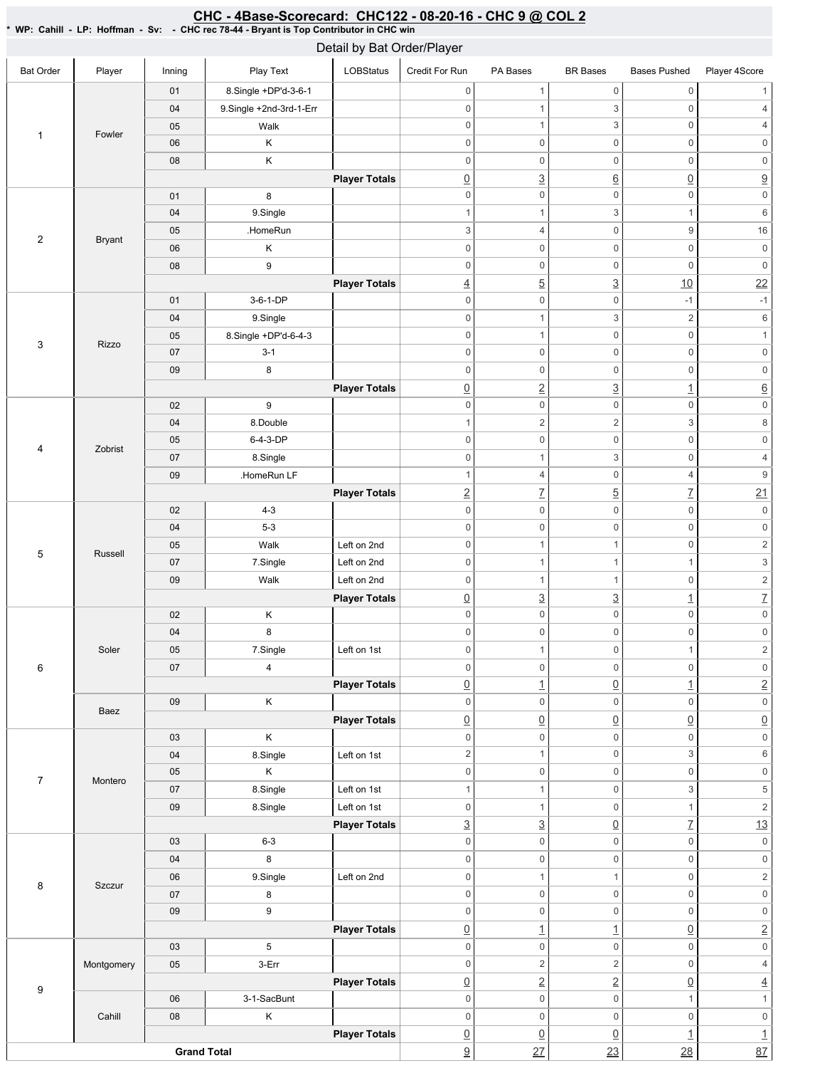## CHC - 4Base-Scorecard: CHC122 - 08-20-16 - CHC 9 @ COL 2

* WP: Cahill - LP: Hoffman - Sv: - CHC rec 78-44 - Bryant is Top Contributor in CHC win

### Detail by Bat Order/Player

| Bat Order | Player | Inning | Play Text | LOBStatus | Credit For Run | PA Bases | BR Bases | Bases Pushed | Player 4Score |
|---|---|---|---|---|---|---|---|---|---|
| 1 | Fowler | 01 | 8.Single +DP'd-3-6-1 | | 0 | 1 | 0 | 0 | 1 |
| | | 04 | 9.Single +2nd-3rd-1-Err | | 0 | 1 | 3 | 0 | 4 |
| | | 05 | Walk | | 0 | 1 | 3 | 0 | 4 |
| | | 06 | K | | 0 | 0 | 0 | 0 | 0 |
| | | 08 | K | | 0 | 0 | 0 | 0 | 0 |
| | | | | **Player Totals** | 0 | 3 | 6 | 0 | 9 |
| 2 | Bryant | 01 | 8 | | 0 | 0 | 0 | 0 | 0 |
| | | 04 | 9.Single | | 1 | 1 | 3 | 1 | 6 |
| | | 05 | .HomeRun | | 3 | 4 | 0 | 9 | 16 |
| | | 06 | K | | 0 | 0 | 0 | 0 | 0 |
| | | 08 | 9 | | 0 | 0 | 0 | 0 | 0 |
| | | | | **Player Totals** | 4 | 5 | 3 | 10 | 22 |
| 3 | Rizzo | 01 | 3-6-1-DP | | 0 | 0 | 0 | -1 | -1 |
| | | 04 | 9.Single | | 0 | 1 | 3 | 2 | 6 |
| | | 05 | 8.Single +DP'd-6-4-3 | | 0 | 1 | 0 | 0 | 1 |
| | | 07 | 3-1 | | 0 | 0 | 0 | 0 | 0 |
| | | 09 | 8 | | 0 | 0 | 0 | 0 | 0 |
| | | | | **Player Totals** | 0 | 2 | 3 | 1 | 6 |
| 4 | Zobrist | 02 | 9 | | 0 | 0 | 0 | 0 | 0 |
| | | 04 | 8.Double | | 1 | 2 | 2 | 3 | 8 |
| | | 05 | 6-4-3-DP | | 0 | 0 | 0 | 0 | 0 |
| | | 07 | 8.Single | | 0 | 1 | 3 | 0 | 4 |
| | | 09 | .HomeRun LF | | 1 | 4 | 0 | 4 | 9 |
| | | | | **Player Totals** | 2 | 7 | 5 | 7 | 21 |
| 5 | Russell | 02 | 4-3 | | 0 | 0 | 0 | 0 | 0 |
| | | 04 | 5-3 | | 0 | 0 | 0 | 0 | 0 |
| | | 05 | Walk | Left on 2nd | 0 | 1 | 1 | 0 | 2 |
| | | 07 | 7.Single | Left on 2nd | 0 | 1 | 1 | 1 | 3 |
| | | 09 | Walk | Left on 2nd | 0 | 1 | 1 | 0 | 2 |
| | | | | **Player Totals** | 0 | 3 | 3 | 1 | 7 |
| 6 | Soler | 02 | K | | 0 | 0 | 0 | 0 | 0 |
| | | 04 | 8 | | 0 | 0 | 0 | 0 | 0 |
| | | 05 | 7.Single | Left on 1st | 0 | 1 | 0 | 1 | 2 |
| | | 07 | 4 | | 0 | 0 | 0 | 0 | 0 |
| | | | | **Player Totals** | 0 | 1 | 0 | 1 | 2 |
| | Baez | 09 | K | | 0 | 0 | 0 | 0 | 0 |
| | | | | **Player Totals** | 0 | 0 | 0 | 0 | 0 |
| 7 | Montero | 03 | K | | 0 | 0 | 0 | 0 | 0 |
| | | 04 | 8.Single | Left on 1st | 2 | 1 | 0 | 3 | 6 |
| | | 05 | K | | 0 | 0 | 0 | 0 | 0 |
| | | 07 | 8.Single | Left on 1st | 1 | 1 | 0 | 3 | 5 |
| | | 09 | 8.Single | Left on 1st | 0 | 1 | 0 | 1 | 2 |
| | | | | **Player Totals** | 3 | 3 | 0 | 7 | 13 |
| 8 | Szczur | 03 | 6-3 | | 0 | 0 | 0 | 0 | 0 |
| | | 04 | 8 | | 0 | 0 | 0 | 0 | 0 |
| | | 06 | 9.Single | Left on 2nd | 0 | 1 | 1 | 0 | 2 |
| | | 07 | 8 | | 0 | 0 | 0 | 0 | 0 |
| | | 09 | 9 | | 0 | 0 | 0 | 0 | 0 |
| | | | | **Player Totals** | 0 | 1 | 1 | 0 | 2 |
| 9 | Montgomery | 03 | 5 | | 0 | 0 | 0 | 0 | 0 |
| | | 05 | 3-Err | | 0 | 2 | 2 | 0 | 4 |
| | | | | **Player Totals** | 0 | 2 | 2 | 0 | 4 |
| | Cahill | 06 | 3-1-SacBunt | | 0 | 0 | 0 | 1 | 1 |
| | | 08 | K | | 0 | 0 | 0 | 0 | 0 |
| | | | | **Player Totals** | 0 | 0 | 0 | 1 | 1 |
| **Grand Total** | | | | | 9 | 27 | 23 | 28 | 87 |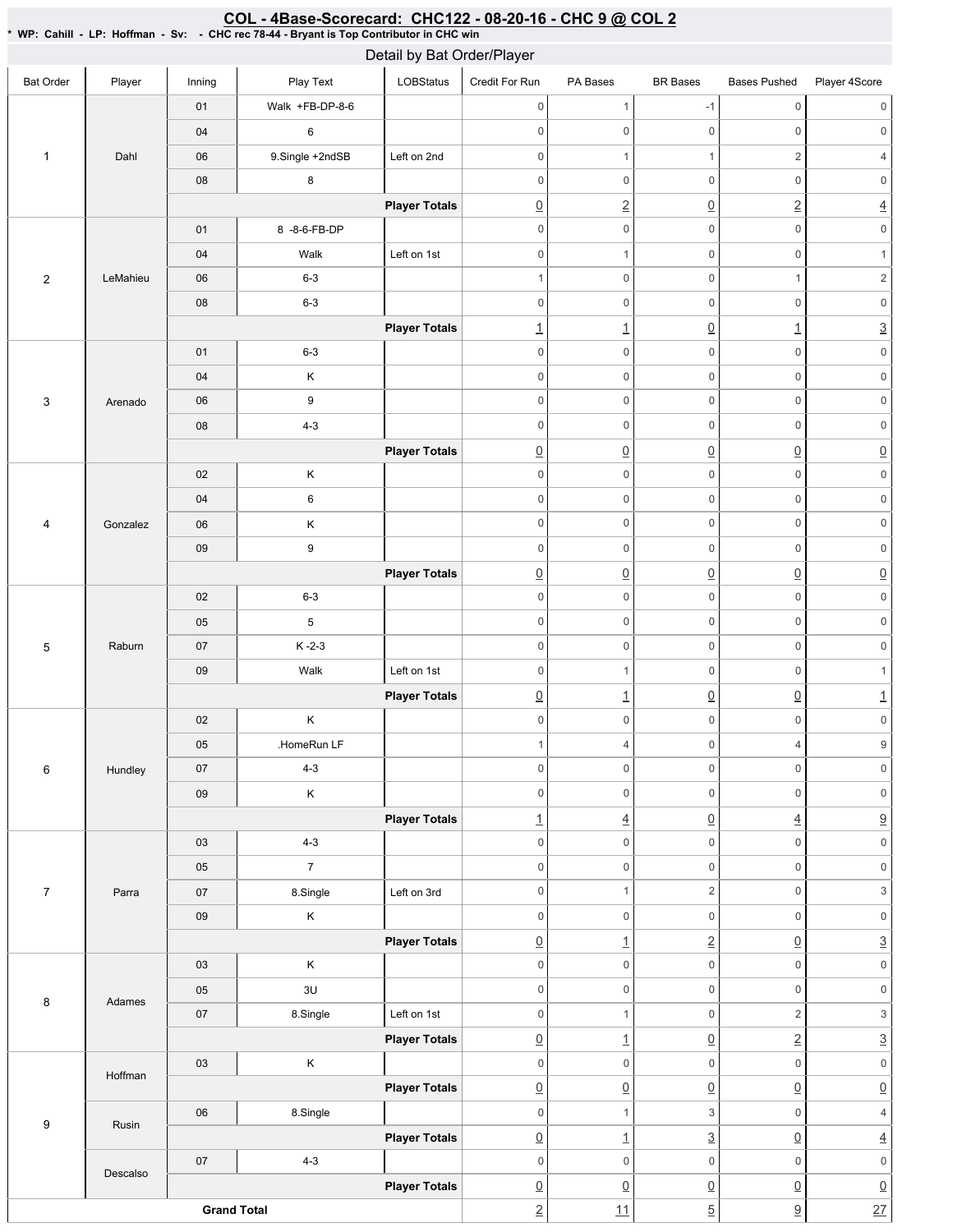## COL - 4Base-Scorecard: CHC122 - 08-20-16 - CHC 9 @ COL 2

**\* WP: Cahill - LP: Hoffman - Sv: - CHC rec 78-44 - Bryant is Top Contributor in CHC win**

### Detail by Bat Order/Player

| Bat Order | Player | Inning | Play Text | LOBStatus | Credit For Run | PA Bases | BR Bases | Bases Pushed | Player 4Score |
|---|---|---|---|---|---|---|---|---|---|
| 1 | Dahl | 01 | Walk +FB-DP-8-6 | | 0 | 1 | -1 | 0 | 0 |
| | | 04 | 6 | | 0 | 0 | 0 | 0 | 0 |
| | | 06 | 9.Single +2ndSB | Left on 2nd | 0 | 1 | 1 | 2 | 4 |
| | | 08 | 8 | | 0 | 0 | 0 | 0 | 0 |
| | | | | **Player Totals** | 0 | 2 | 0 | 2 | 4 |
| 2 | LeMahieu | 01 | 8 -8-6-FB-DP | | 0 | 0 | 0 | 0 | 0 |
| | | 04 | Walk | Left on 1st | 0 | 1 | 0 | 0 | 1 |
| | | 06 | 6-3 | | 1 | 0 | 0 | 1 | 2 |
| | | 08 | 6-3 | | 0 | 0 | 0 | 0 | 0 |
| | | | | **Player Totals** | 1 | 1 | 0 | 1 | 3 |
| 3 | Arenado | 01 | 6-3 | | 0 | 0 | 0 | 0 | 0 |
| | | 04 | K | | 0 | 0 | 0 | 0 | 0 |
| | | 06 | 9 | | 0 | 0 | 0 | 0 | 0 |
| | | 08 | 4-3 | | 0 | 0 | 0 | 0 | 0 |
| | | | | **Player Totals** | 0 | 0 | 0 | 0 | 0 |
| 4 | Gonzalez | 02 | K | | 0 | 0 | 0 | 0 | 0 |
| | | 04 | 6 | | 0 | 0 | 0 | 0 | 0 |
| | | 06 | K | | 0 | 0 | 0 | 0 | 0 |
| | | 09 | 9 | | 0 | 0 | 0 | 0 | 0 |
| | | | | **Player Totals** | 0 | 0 | 0 | 0 | 0 |
| 5 | Raburn | 02 | 6-3 | | 0 | 0 | 0 | 0 | 0 |
| | | 05 | 5 | | 0 | 0 | 0 | 0 | 0 |
| | | 07 | K -2-3 | | 0 | 0 | 0 | 0 | 0 |
| | | 09 | Walk | Left on 1st | 0 | 1 | 0 | 0 | 1 |
| | | | | **Player Totals** | 0 | 1 | 0 | 0 | 1 |
| 6 | Hundley | 02 | K | | 0 | 0 | 0 | 0 | 0 |
| | | 05 | .HomeRun LF | | 1 | 4 | 0 | 4 | 9 |
| | | 07 | 4-3 | | 0 | 0 | 0 | 0 | 0 |
| | | 09 | K | | 0 | 0 | 0 | 0 | 0 |
| | | | | **Player Totals** | 1 | 4 | 0 | 4 | 9 |
| 7 | Parra | 03 | 4-3 | | 0 | 0 | 0 | 0 | 0 |
| | | 05 | 7 | | 0 | 0 | 0 | 0 | 0 |
| | | 07 | 8.Single | Left on 3rd | 0 | 1 | 2 | 0 | 3 |
| | | 09 | K | | 0 | 0 | 0 | 0 | 0 |
| | | | | **Player Totals** | 0 | 1 | 2 | 0 | 3 |
| 8 | Adames | 03 | K | | 0 | 0 | 0 | 0 | 0 |
| | | 05 | 3U | | 0 | 0 | 0 | 0 | 0 |
| | | 07 | 8.Single | Left on 1st | 0 | 1 | 0 | 2 | 3 |
| | | | | **Player Totals** | 0 | 1 | 0 | 2 | 3 |
| 9 | Hoffman | 03 | K | | 0 | 0 | 0 | 0 | 0 |
| | | | | **Player Totals** | 0 | 0 | 0 | 0 | 0 |
| | Rusin | 06 | 8.Single | | 0 | 1 | 3 | 0 | 4 |
| | | | | **Player Totals** | 0 | 1 | 3 | 0 | 4 |
| | Descalso | 07 | 4-3 | | 0 | 0 | 0 | 0 | 0 |
| | | | | **Player Totals** | 0 | 0 | 0 | 0 | 0 |
| **Grand Total** | | | | | 2 | 11 | 5 | 9 | 27 |